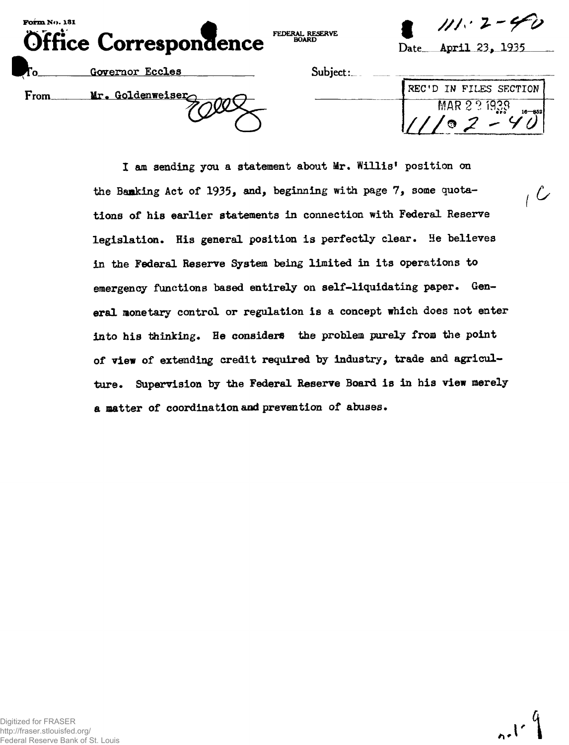Form No. 131

# Office Correspondence

FEDERAL RESERVE BOARD

111.2-40

Date April 23, 1935

To Governor Eccles

Subject:

From Mr. Goldenweiser

REC'D IN FILES SECTION
MAR 22 1939
111.2-40

I am sending you a statement about Mr. Willis' position on the Banking Act of 1935, and, beginning with page 7, some quotations of his earlier statements in connection with Federal Reserve legislation. His general position is perfectly clear. He believes in the Federal Reserve System being limited in its operations to emergency functions based entirely on self-liquidating paper. General monetary control or regulation is a concept which does not enter into his thinking. He considers the problem purely from the point of view of extending credit required by industry, trade and agriculture. Supervision by the Federal Reserve Board is in his view merely a matter of coordination and prevention of abuses.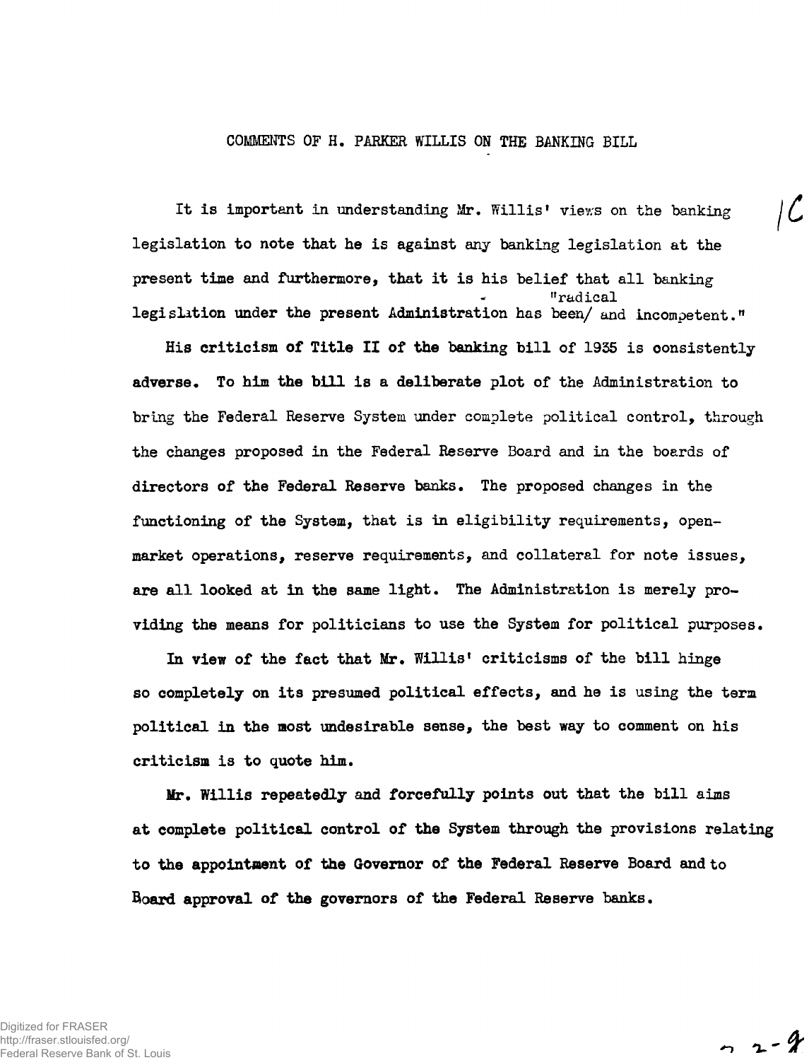COMMENTS OF H. PARKER WILLIS ON THE BANKING BILL

It is important in understanding Mr. Willis' views on the banking legislation to note that he is against any banking legislation at the present time and furthermore, that it is his belief that all banking legislation under the present Administration has been "radical and incompetent."

His criticism of Title II of the banking bill of 1935 is consistently adverse. To him the bill is a deliberate plot of the Administration to bring the Federal Reserve System under complete political control, through the changes proposed in the Federal Reserve Board and in the boards of directors of the Federal Reserve banks. The proposed changes in the functioning of the System, that is in eligibility requirements, open-market operations, reserve requirements, and collateral for note issues, are all looked at in the same light. The Administration is merely providing the means for politicians to use the System for political purposes.

In view of the fact that Mr. Willis' criticisms of the bill hinge so completely on its presumed political effects, and he is using the term political in the most undesirable sense, the best way to comment on his criticism is to quote him.

Mr. Willis repeatedly and forcefully points out that the bill aims at complete political control of the System through the provisions relating to the appointment of the Governor of the Federal Reserve Board and to Board approval of the governors of the Federal Reserve banks.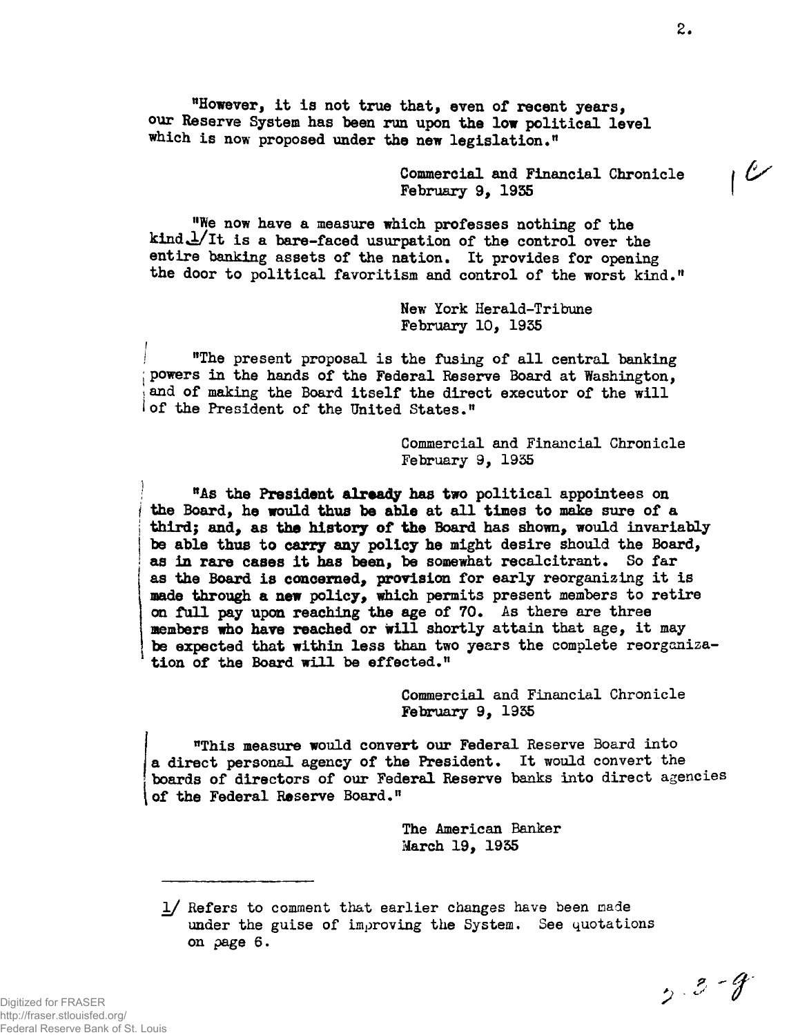"However, it is not true that, even of recent years, our Reserve System has been run upon the low political level which is now proposed under the new legislation."

Commercial and Financial Chronicle
February 9, 1935

"We now have a measure which professes nothing of the kind.[1] It is a bare-faced usurpation of the control over the entire banking assets of the nation. It provides for opening the door to political favoritism and control of the worst kind."

New York Herald-Tribune
February 10, 1935

"The present proposal is the fusing of all central banking powers in the hands of the Federal Reserve Board at Washington, and of making the Board itself the direct executor of the will of the President of the United States."

Commercial and Financial Chronicle
February 9, 1935

"As the President already has two political appointees on the Board, he would thus be able at all times to make sure of a third; and, as the history of the Board has shown, would invariably be able thus to carry any policy he might desire should the Board, as in rare cases it has been, be somewhat recalcitrant. So far as the Board is concerned, provision for early reorganizing it is made through a new policy, which permits present members to retire on full pay upon reaching the age of 70. As there are three members who have reached or will shortly attain that age, it may be expected that within less than two years the complete reorganization of the Board will be effected."

Commercial and Financial Chronicle
February 9, 1935

"This measure would convert our Federal Reserve Board into a direct personal agency of the President. It would convert the boards of directors of our Federal Reserve banks into direct agencies of the Federal Reserve Board."

The American Banker
March 19, 1935

---

[1] Refers to comment that earlier changes have been made under the guise of improving the System. See quotations on page 6.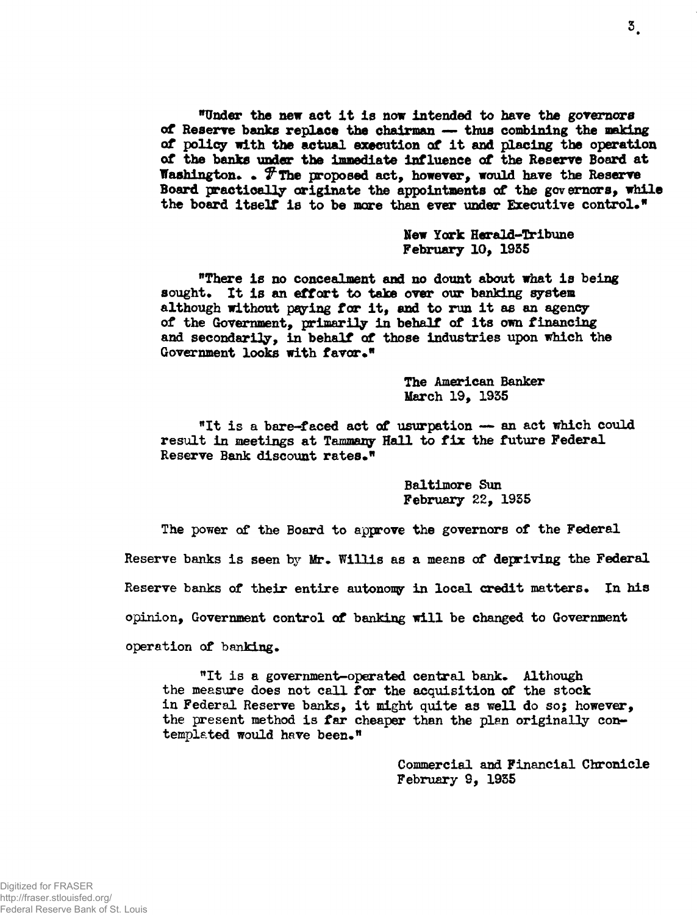"Under the new act it is now intended to have the governors of Reserve banks replace the chairman — thus combining the making of policy with the actual execution of it and placing the operation of the banks under the immediate influence of the Reserve Board at Washington. . ¶ The proposed act, however, would have the Reserve Board practically originate the appointments of the governors, while the board itself is to be more than ever under Executive control."

New York Herald-Tribune
February 10, 1935

"There is no concealment and no dount about what is being sought. It is an effort to take over our banking system although without paying for it, and to run it as an agency of the Government, primarily in behalf of its own financing and secondarily, in behalf of those industries upon which the Government looks with favor."

The American Banker
March 19, 1935

"It is a bare-faced act of usurpation — an act which could result in meetings at Tammany Hall to fix the future Federal Reserve Bank discount rates."

Baltimore Sun
February 22, 1935

The power of the Board to approve the governors of the Federal Reserve banks is seen by Mr. Willis as a means of depriving the Federal Reserve banks of their entire autonomy in local credit matters. In his opinion, Government control of banking will be changed to Government operation of banking.

"It is a government-operated central bank. Although the measure does not call for the acquisition of the stock in Federal Reserve banks, it might quite as well do so; however, the present method is far cheaper than the plan originally contemplated would have been."

Commercial and Financial Chronicle
February 9, 1935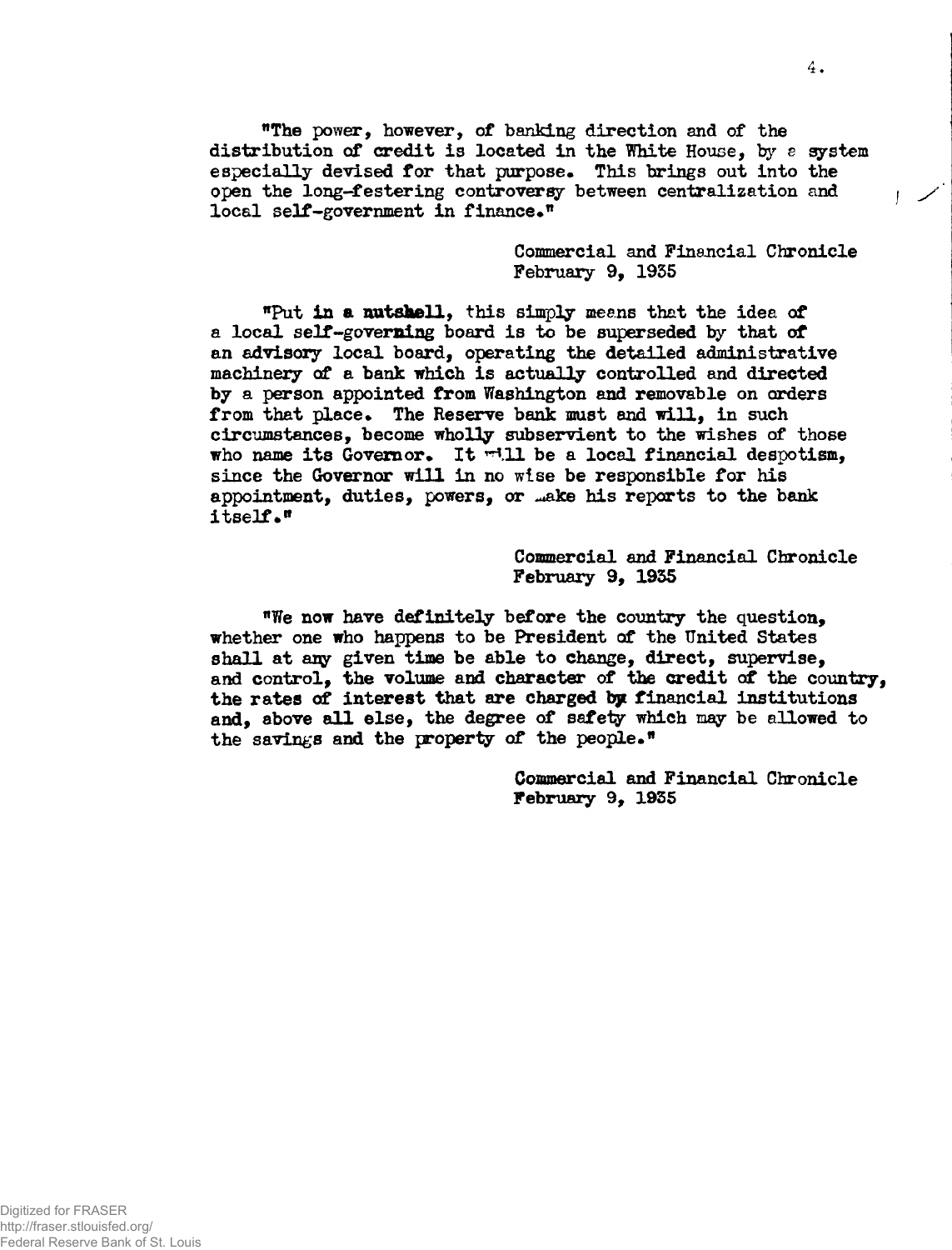"The power, however, of banking direction and of the distribution of credit is located in the White House, by a system especially devised for that purpose. This brings out into the open the long-festering controversy between centralization and local self-government in finance."

Commercial and Financial Chronicle
February 9, 1935

"Put in a nutshell, this simply means that the idea of a local self-governing board is to be superseded by that of an advisory local board, operating the detailed administrative machinery of a bank which is actually controlled and directed by a person appointed from Washington and removable on orders from that place. The Reserve bank must and will, in such circumstances, become wholly subservient to the wishes of those who name its Governor. It will be a local financial despotism, since the Governor will in no wise be responsible for his appointment, duties, powers, or make his reports to the bank itself."

Commercial and Financial Chronicle
February 9, 1935

"We now have definitely before the country the question, whether one who happens to be President of the United States shall at any given time be able to change, direct, supervise, and control, the volume and character of the credit of the country, the rates of interest that are charged by financial institutions and, above all else, the degree of safety which may be allowed to the savings and the property of the people."

Commercial and Financial Chronicle
February 9, 1935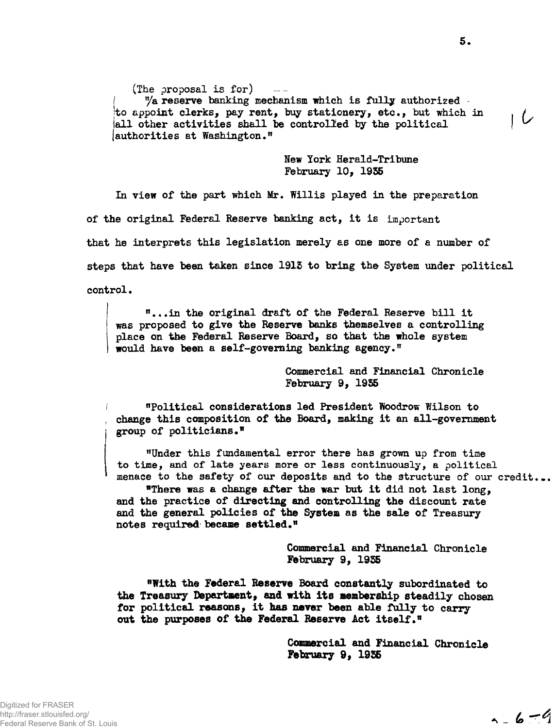(The proposal is for)

"a reserve banking mechanism which is fully authorized to appoint clerks, pay rent, buy stationery, etc., but which in all other activities shall be controlled by the political authorities at Washington."

New York Herald-Tribune
February 10, 1935

In view of the part which Mr. Willis played in the preparation of the original Federal Reserve banking act, it is important that he interprets this legislation merely as one more of a number of steps that have been taken since 1913 to bring the System under political control.

"...in the original draft of the Federal Reserve bill it was proposed to give the Reserve banks themselves a controlling place on the Federal Reserve Board, so that the whole system would have been a self-governing banking agency."

Commercial and Financial Chronicle
February 9, 1935

"Political considerations led President Woodrow Wilson to change this composition of the Board, making it an all-government group of politicians."

"Under this fundamental error there has grown up from time to time, and of late years more or less continuously, a political menace to the safety of our deposits and to the structure of our credit...

"There was a change after the war but it did not last long, and the practice of directing and controlling the discount rate and the general policies of the System as the sale of Treasury notes required became settled."

Commercial and Financial Chronicle
February 9, 1935

"With the Federal Reserve Board constantly subordinated to the Treasury Department, and with its membership steadily chosen for political reasons, it has never been able fully to carry out the purposes of the Federal Reserve Act itself."

Commercial and Financial Chronicle
February 9, 1935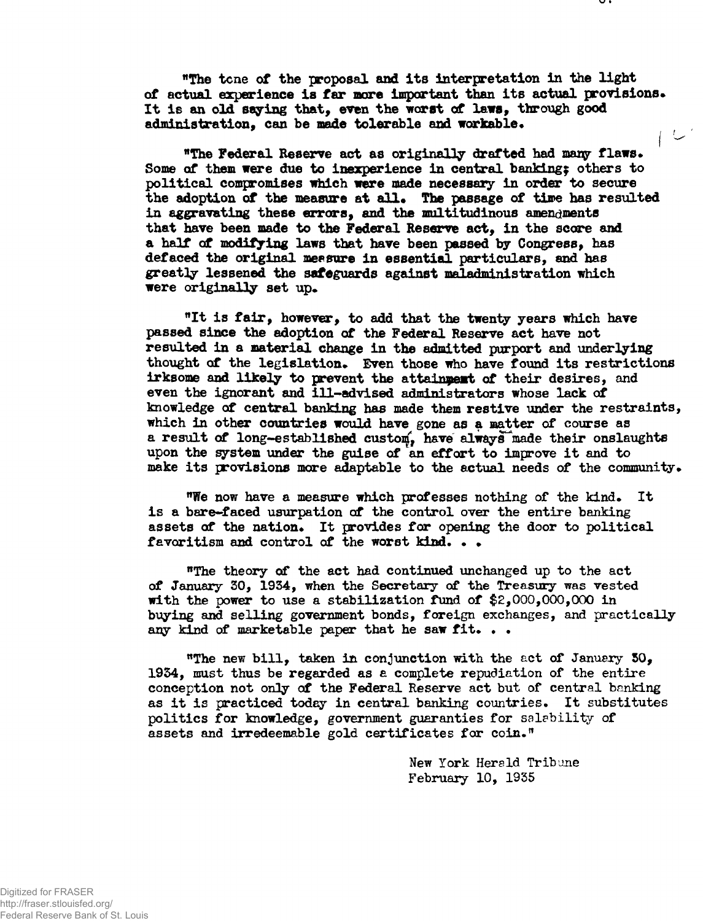"The tone of the proposal and its interpretation in the light of actual experience is far more important than its actual provisions. It is an old saying that, even the worst of laws, through good administration, can be made tolerable and workable.

"The Federal Reserve act as originally drafted had many flaws. Some of them were due to inexperience in central banking; others to political compromises which were made necessary in order to secure the adoption of the measure at all. The passage of time has resulted in aggravating these errors, and the multitudinous amendments that have been made to the Federal Reserve act, in the score and a half of modifying laws that have been passed by Congress, has defaced the original measure in essential particulars, and has greatly lessened the safeguards against maladministration which were originally set up.

"It is fair, however, to add that the twenty years which have passed since the adoption of the Federal Reserve act have not resulted in a material change in the admitted purport and underlying thought of the legislation. Even those who have found its restrictions irksome and likely to prevent the attainment of their desires, and even the ignorant and ill-advised administrators whose lack of knowledge of central banking has made them restive under the restraints, which in other countries would have gone as a matter of course as a result of long-established custom, have always made their onslaughts upon the system under the guise of an effort to improve it and to make its provisions more adaptable to the actual needs of the community.

"We now have a measure which professes nothing of the kind. It is a bare-faced usurpation of the control over the entire banking assets of the nation. It provides for opening the door to political favoritism and control of the worst kind. . .

"The theory of the act had continued unchanged up to the act of January 30, 1934, when the Secretary of the Treasury was vested with the power to use a stabilization fund of $2,000,000,000 in buying and selling government bonds, foreign exchanges, and practically any kind of marketable paper that he saw fit. . .

"The new bill, taken in conjunction with the act of January 30, 1934, must thus be regarded as a complete repudiation of the entire conception not only of the Federal Reserve act but of central banking as it is practiced today in central banking countries. It substitutes politics for knowledge, government guaranties for salability of assets and irredeemable gold certificates for coin."

New York Herald Tribune
February 10, 1935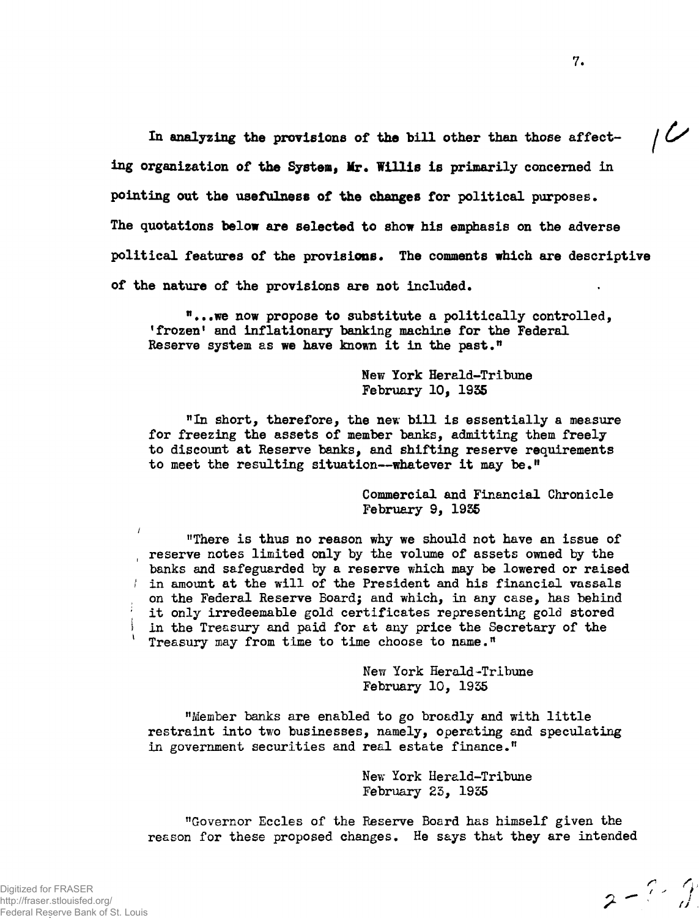In analyzing the provisions of the bill other than those affecting organization of the System, Mr. Willis is primarily concerned in pointing out the usefulness of the changes for political purposes. The quotations below are selected to show his emphasis on the adverse political features of the provisions. The comments which are descriptive of the nature of the provisions are not included.

> "...we now propose to substitute a politically controlled, 'frozen' and inflationary banking machine for the Federal Reserve system as we have known it in the past."
>
> New York Herald-Tribune
> February 10, 1935

> "In short, therefore, the new bill is essentially a measure for freezing the assets of member banks, admitting them freely to discount at Reserve banks, and shifting reserve requirements to meet the resulting situation--whatever it may be."
>
> Commercial and Financial Chronicle
> February 9, 1935

> "There is thus no reason why we should not have an issue of reserve notes limited only by the volume of assets owned by the banks and safeguarded by a reserve which may be lowered or raised in amount at the will of the President and his financial vassals on the Federal Reserve Board; and which, in any case, has behind it only irredeemable gold certificates representing gold stored in the Treasury and paid for at any price the Secretary of the Treasury may from time to time choose to name."
>
> New York Herald-Tribune
> February 10, 1935

> "Member banks are enabled to go broadly and with little restraint into two businesses, namely, operating and speculating in government securities and real estate finance."
>
> New York Herald-Tribune
> February 23, 1935

"Governor Eccles of the Reserve Board has himself given the reason for these proposed changes. He says that they are intended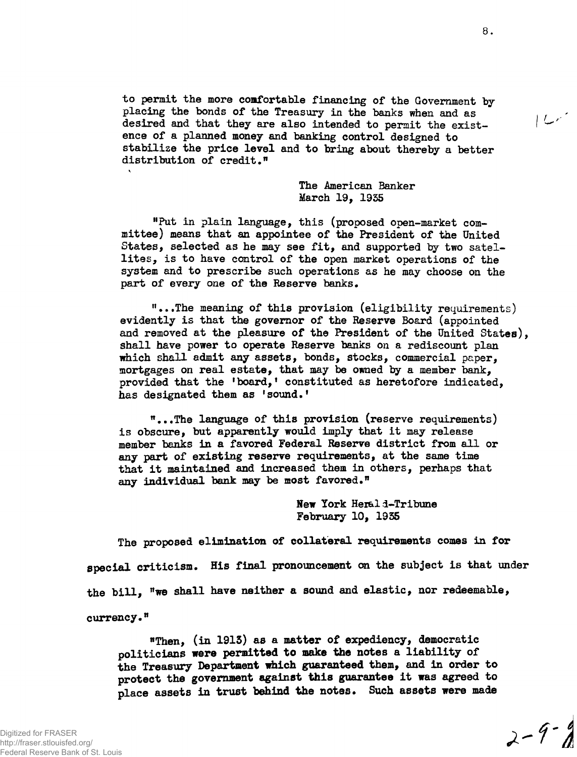to permit the more comfortable financing of the Government by placing the bonds of the Treasury in the banks when and as desired and that they are also intended to permit the existence of a planned money and banking control designed to stabilize the price level and to bring about thereby a better distribution of credit."

The American Banker
March 19, 1935

"Put in plain language, this (proposed open-market committee) means that an appointee of the President of the United States, selected as he may see fit, and supported by two satellites, is to have control of the open market operations of the system and to prescribe such operations as he may choose on the part of every one of the Reserve banks.

"...The meaning of this provision (eligibility requirements) evidently is that the governor of the Reserve Board (appointed and removed at the pleasure of the President of the United States), shall have power to operate Reserve banks on a rediscount plan which shall admit any assets, bonds, stocks, commercial paper, mortgages on real estate, that may be owned by a member bank, provided that the 'board,' constituted as heretofore indicated, has designated them as 'sound.'

"...The language of this provision (reserve requirements) is obscure, but apparently would imply that it may release member banks in a favored Federal Reserve district from all or any part of existing reserve requirements, at the same time that it maintained and increased them in others, perhaps that any individual bank may be most favored."

New York Herald-Tribune
February 10, 1935

The proposed elimination of collateral requirements comes in for special criticism. His final pronouncement on the subject is that under the bill, "we shall have neither a sound and elastic, nor redeemable, currency."

"Then, (in 1913) as a matter of expediency, democratic politicians were permitted to make the notes a liability of the Treasury Department which guaranteed them, and in order to protect the government against this guarantee it was agreed to place assets in trust behind the notes. Such assets were made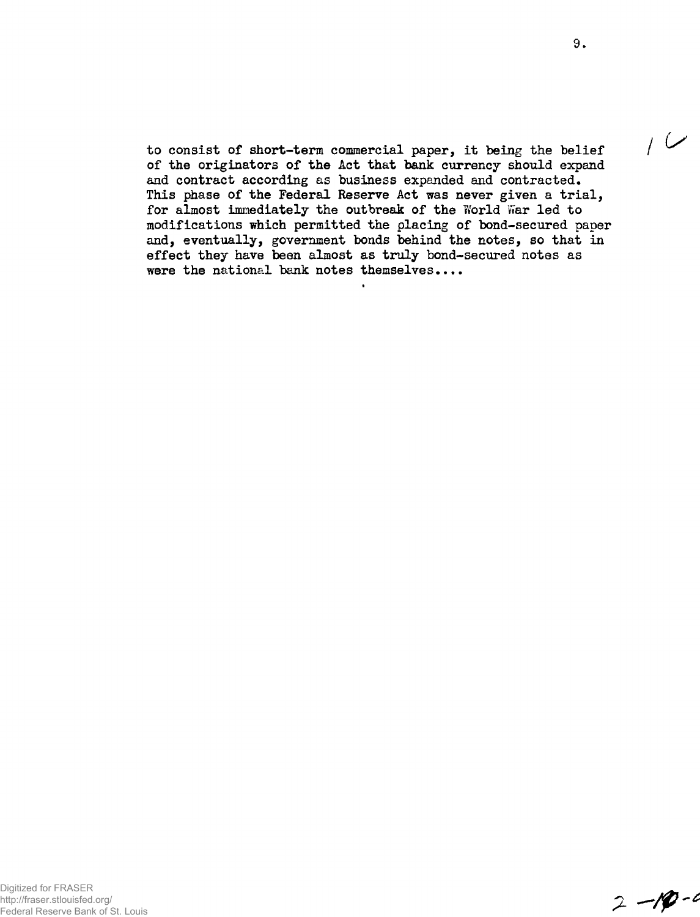to consist of short-term commercial paper, it being the belief of the originators of the Act that bank currency should expand and contract according as business expanded and contracted. This phase of the Federal Reserve Act was never given a trial, for almost immediately the outbreak of the World War led to modifications which permitted the placing of bond-secured paper and, eventually, government bonds behind the notes, so that in effect they have been almost as truly bond-secured notes as were the national bank notes themselves....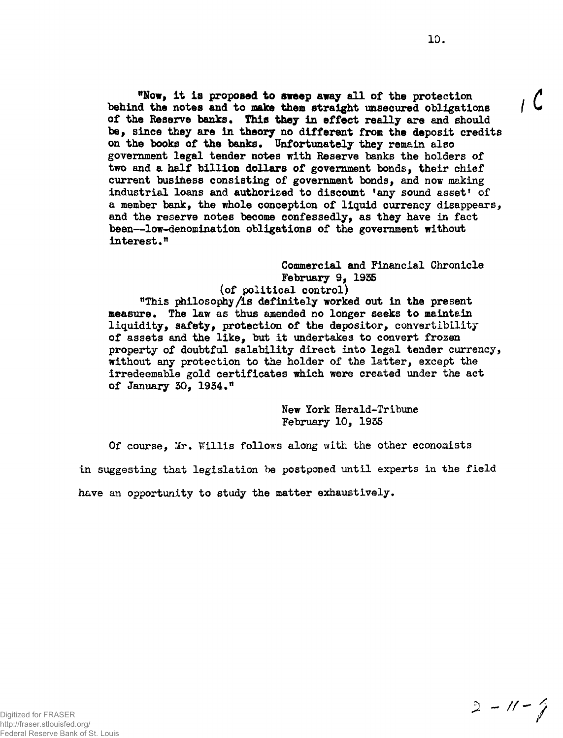"Now, it is proposed to sweep away all of the protection behind the notes and to make them straight unsecured obligations of the Reserve banks. This they in effect really are and should be, since they are in theory no different from the deposit credits on the books of the banks. Unfortunately they remain also government legal tender notes with Reserve banks the holders of two and a half billion dollars of government bonds, their chief current business consisting of government bonds, and now making industrial loans and authorized to discount 'any sound asset' of a member bank, the whole conception of liquid currency disappears, and the reserve notes become confessedly, as they have in fact been--low-denomination obligations of the government without interest."

Commercial and Financial Chronicle
February 9, 1935

"This philosophy (of political control) is definitely worked out in the present measure. The law as thus amended no longer seeks to maintain liquidity, safety, protection of the depositor, convertibility of assets and the like, but it undertakes to convert frozen property of doubtful salability direct into legal tender currency, without any protection to the holder of the latter, except the irredeemable gold certificates which were created under the act of January 30, 1934."

New York Herald-Tribune
February 10, 1935

Of course, Mr. Willis follows along with the other economists in suggesting that legislation be postponed until experts in the field have an opportunity to study the matter exhaustively.